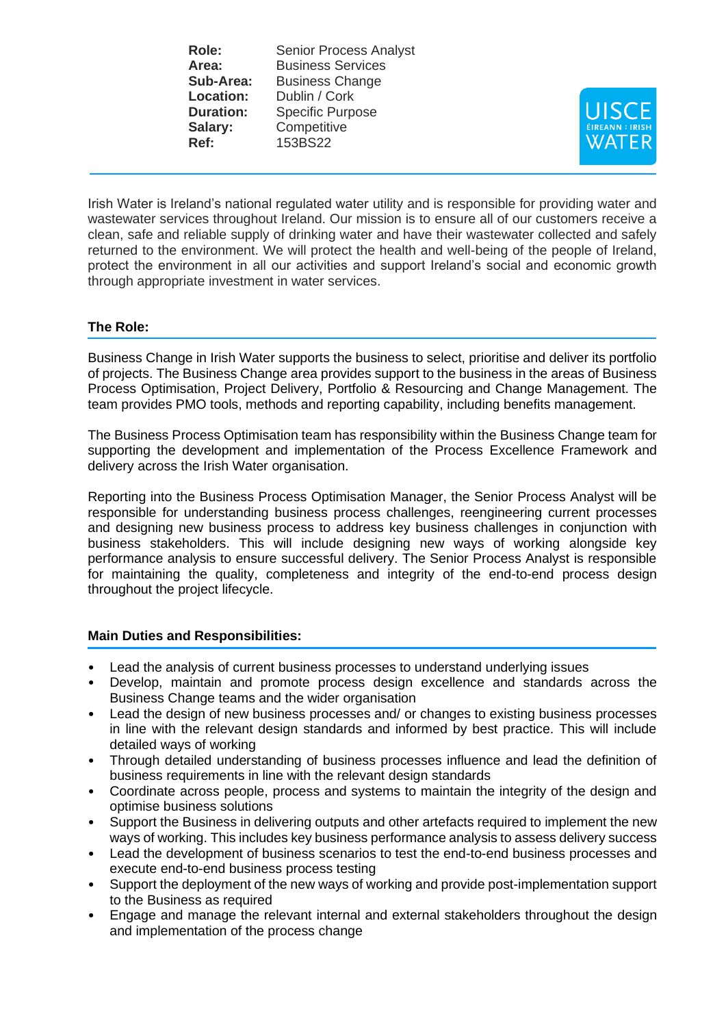| | |
|---|---|
| **Role:** | Senior Process Analyst |
| **Area:** | Business Services |
| **Sub-Area:** | Business Change |
| **Location:** | Dublin / Cork |
| **Duration:** | Specific Purpose |
| **Salary:** | Competitive |
| **Ref:** | 153BS22 |

UISCE ÉIREANN : IRISH WATER

Irish Water is Ireland's national regulated water utility and is responsible for providing water and wastewater services throughout Ireland. Our mission is to ensure all of our customers receive a clean, safe and reliable supply of drinking water and have their wastewater collected and safely returned to the environment. We will protect the health and well-being of the people of Ireland, protect the environment in all our activities and support Ireland's social and economic growth through appropriate investment in water services.

## The Role:

Business Change in Irish Water supports the business to select, prioritise and deliver its portfolio of projects. The Business Change area provides support to the business in the areas of Business Process Optimisation, Project Delivery, Portfolio & Resourcing and Change Management. The team provides PMO tools, methods and reporting capability, including benefits management.

The Business Process Optimisation team has responsibility within the Business Change team for supporting the development and implementation of the Process Excellence Framework and delivery across the Irish Water organisation.

Reporting into the Business Process Optimisation Manager, the Senior Process Analyst will be responsible for understanding business process challenges, reengineering current processes and designing new business process to address key business challenges in conjunction with business stakeholders. This will include designing new ways of working alongside key performance analysis to ensure successful delivery. The Senior Process Analyst is responsible for maintaining the quality, completeness and integrity of the end-to-end process design throughout the project lifecycle.

## Main Duties and Responsibilities:

- Lead the analysis of current business processes to understand underlying issues
- Develop, maintain and promote process design excellence and standards across the Business Change teams and the wider organisation
- Lead the design of new business processes and/ or changes to existing business processes in line with the relevant design standards and informed by best practice. This will include detailed ways of working
- Through detailed understanding of business processes influence and lead the definition of business requirements in line with the relevant design standards
- Coordinate across people, process and systems to maintain the integrity of the design and optimise business solutions
- Support the Business in delivering outputs and other artefacts required to implement the new ways of working. This includes key business performance analysis to assess delivery success
- Lead the development of business scenarios to test the end-to-end business processes and execute end-to-end business process testing
- Support the deployment of the new ways of working and provide post-implementation support to the Business as required
- Engage and manage the relevant internal and external stakeholders throughout the design and implementation of the process change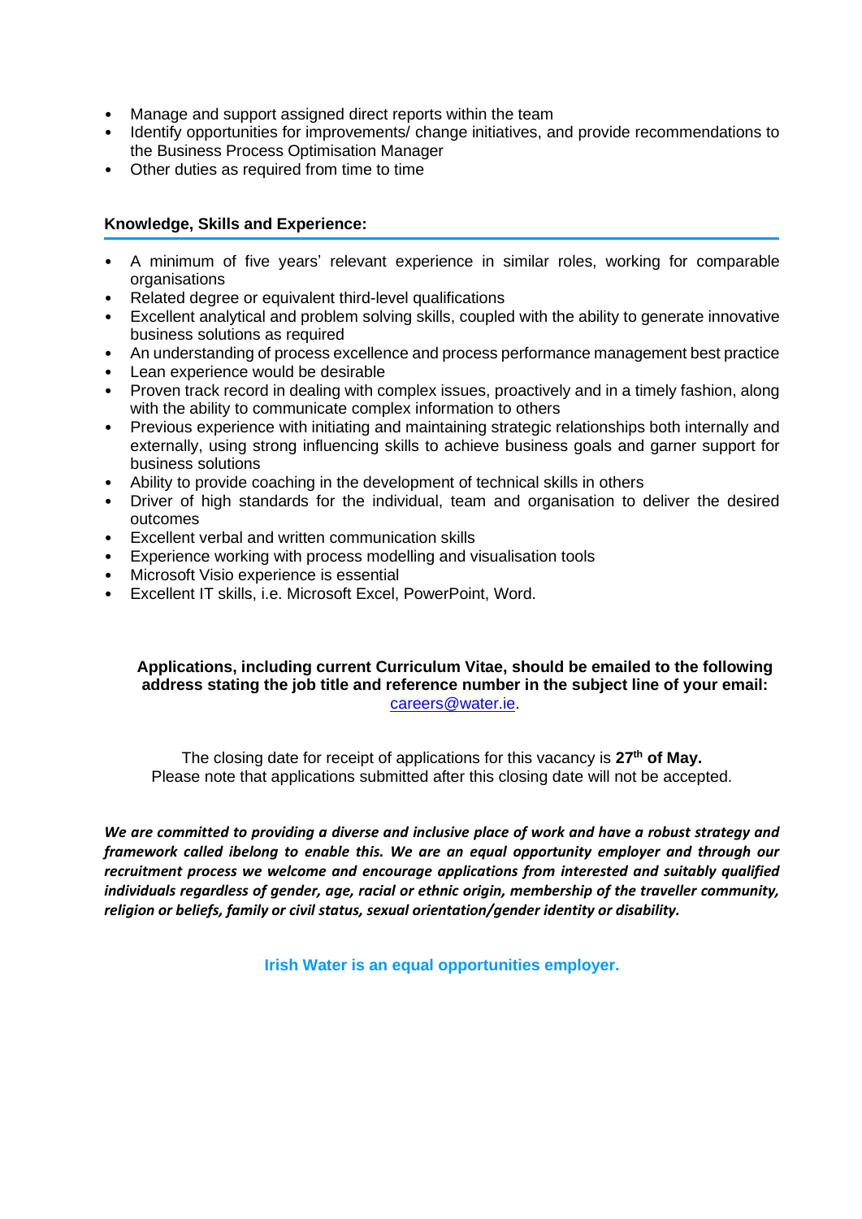- Manage and support assigned direct reports within the team
- Identify opportunities for improvements/ change initiatives, and provide recommendations to the Business Process Optimisation Manager
- Other duties as required from time to time

**Knowledge, Skills and Experience:**

- A minimum of five years' relevant experience in similar roles, working for comparable organisations
- Related degree or equivalent third-level qualifications
- Excellent analytical and problem solving skills, coupled with the ability to generate innovative business solutions as required
- An understanding of process excellence and process performance management best practice
- Lean experience would be desirable
- Proven track record in dealing with complex issues, proactively and in a timely fashion, along with the ability to communicate complex information to others
- Previous experience with initiating and maintaining strategic relationships both internally and externally, using strong influencing skills to achieve business goals and garner support for business solutions
- Ability to provide coaching in the development of technical skills in others
- Driver of high standards for the individual, team and organisation to deliver the desired outcomes
- Excellent verbal and written communication skills
- Experience working with process modelling and visualisation tools
- Microsoft Visio experience is essential
- Excellent IT skills, i.e. Microsoft Excel, PowerPoint, Word.

**Applications, including current Curriculum Vitae, should be emailed to the following address stating the job title and reference number in the subject line of your email:**
careers@water.ie.

The closing date for receipt of applications for this vacancy is **27th of May.**
Please note that applications submitted after this closing date will not be accepted.

***We are committed to providing a diverse and inclusive place of work and have a robust strategy and framework called ibelong to enable this. We are an equal opportunity employer and through our recruitment process we welcome and encourage applications from interested and suitably qualified individuals regardless of gender, age, racial or ethnic origin, membership of the traveller community, religion or beliefs, family or civil status, sexual orientation/gender identity or disability.***

**Irish Water is an equal opportunities employer.**